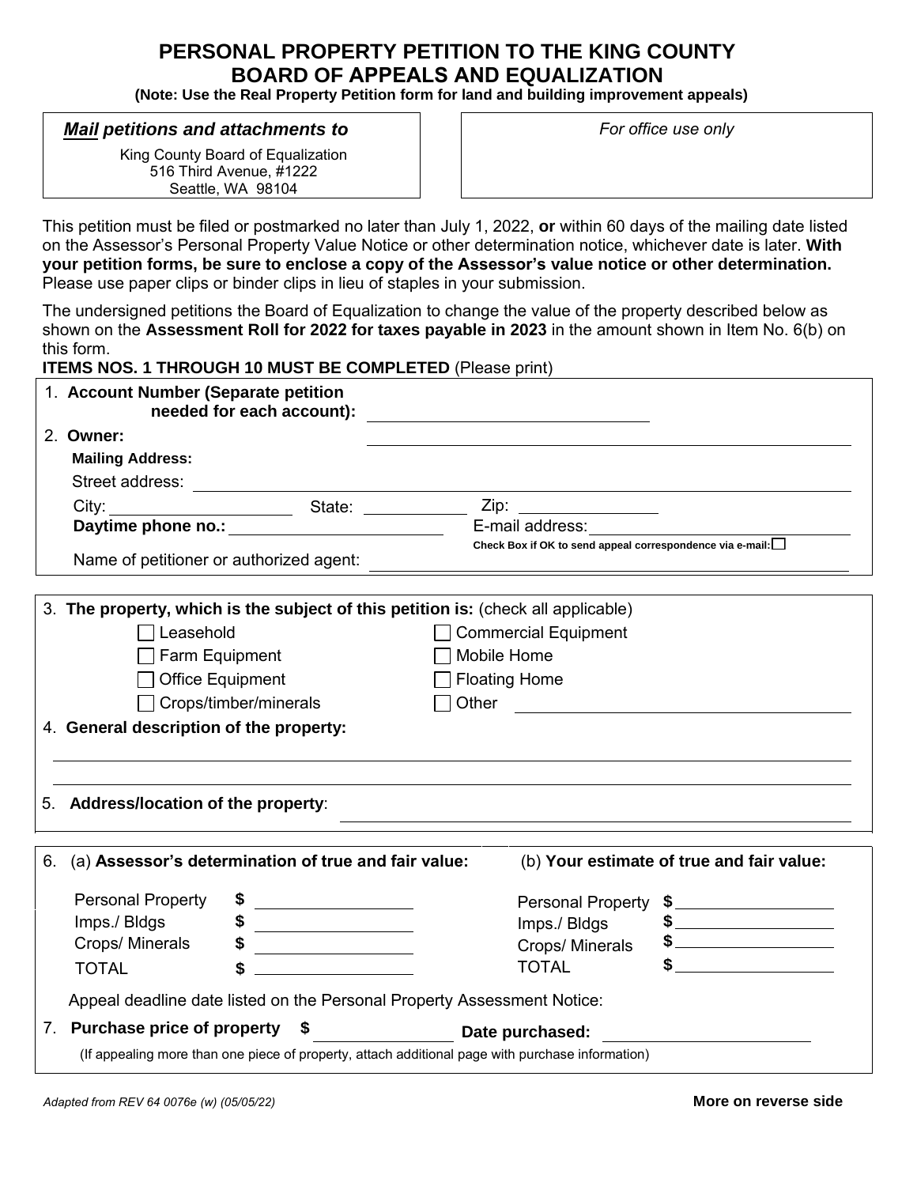# PERSONAL PROPERTY PETITION TO THE KING COUNTY BOARD OF APPEALS AND EQUALIZATION

**(Note: Use the Real Property Petition form for land and building improvement appeals)**

| ***Mail* petitions and attachments to** | *For office use only* |
|---|---|
| King County Board of Equalization<br>516 Third Avenue, #1222<br>Seattle, WA 98104 | |

This petition must be filed or postmarked no later than July 1, 2022, **or** within 60 days of the mailing date listed on the Assessor's Personal Property Value Notice or other determination notice, whichever date is later. **With your petition forms, be sure to enclose a copy of the Assessor's value notice or other determination.** Please use paper clips or binder clips in lieu of staples in your submission.

The undersigned petitions the Board of Equalization to change the value of the property described below as shown on the **Assessment Roll for 2022 for taxes payable in 2023** in the amount shown in Item No. 6(b) on this form.

**ITEMS NOS. 1 THROUGH 10 MUST BE COMPLETED** (Please print)

1. **Account Number (Separate petition needed for each account):** ______________________

2. **Owner:** ______________________

   **Mailing Address:**

   Street address: ______________________

   City: ____________ State: ________ Zip: ____________

   **Daytime phone no.:** ____________ E-mail address: ____________

   **Check Box if OK to send appeal correspondence via e-mail:** ☐

   Name of petitioner or authorized agent: ______________________

3. **The property, which is the subject of this petition is:** (check all applicable)

   - ☐ Leasehold
   - ☐ Farm Equipment
   - ☐ Office Equipment
   - ☐ Crops/timber/minerals
   - ☐ Commercial Equipment
   - ☐ Mobile Home
   - ☐ Floating Home
   - ☐ Other ______________________

4. **General description of the property:**

   ______________________

   ______________________

5. **Address/location of the property**: ______________________

6. 

| (a) **Assessor's determination of true and fair value:** | | (b) **Your estimate of true and fair value:** | |
|---|---|---|---|
| Personal Property | $ ________ | Personal Property | $ ________ |
| Imps./ Bldgs | $ ________ | Imps./ Bldgs | $ ________ |
| Crops/ Minerals | $ ________ | Crops/ Minerals | $ ________ |
| TOTAL | $ ________ | TOTAL | $ ________ |

   Appeal deadline date listed on the Personal Property Assessment Notice:

7. **Purchase price of property $** ____________ **Date purchased:** ____________

   (If appealing more than one piece of property, attach additional page with purchase information)

*Adapted from REV 64 0076e (w) (05/05/22)*

**More on reverse side**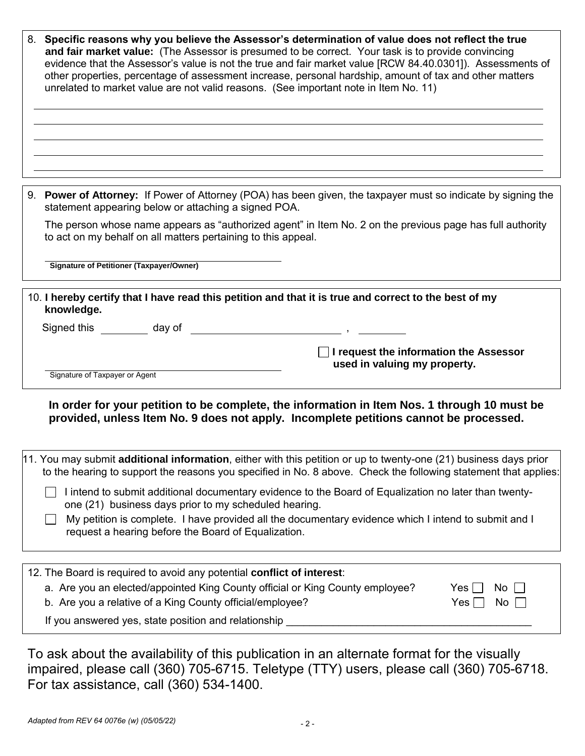8. **Specific reasons why you believe the Assessor's determination of value does not reflect the true and fair market value:** (The Assessor is presumed to be correct. Your task is to provide convincing evidence that the Assessor's value is not the true and fair market value [RCW 84.40.0301]). Assessments of other properties, percentage of assessment increase, personal hardship, amount of tax and other matters unrelated to market value are not valid reasons. (See important note in Item No. 11)

_______________________________________________

_______________________________________________

_______________________________________________

_______________________________________________

_______________________________________________

9. **Power of Attorney:** If Power of Attorney (POA) has been given, the taxpayer must so indicate by signing the statement appearing below or attaching a signed POA.

   The person whose name appears as "authorized agent" in Item No. 2 on the previous page has full authority to act on my behalf on all matters pertaining to this appeal.

   _______________________________
   **Signature of Petitioner (Taxpayer/Owner)**

10. **I hereby certify that I have read this petition and that it is true and correct to the best of my knowledge.**

    Signed this ________ day of ________________________ , ________

    _______________________________
    Signature of Taxpayer or Agent

    ☐ **I request the information the Assessor used in valuing my property.**

**In order for your petition to be complete, the information in Item Nos. 1 through 10 must be provided, unless Item No. 9 does not apply. Incomplete petitions cannot be processed.**

11. You may submit **additional information**, either with this petition or up to twenty-one (21) business days prior to the hearing to support the reasons you specified in No. 8 above. Check the following statement that applies:

    ☐ I intend to submit additional documentary evidence to the Board of Equalization no later than twenty-one (21) business days prior to my scheduled hearing.

    ☐ My petition is complete. I have provided all the documentary evidence which I intend to submit and I request a hearing before the Board of Equalization.

12. The Board is required to avoid any potential **conflict of interest**:

    a. Are you an elected/appointed King County official or King County employee? Yes ☐ No ☐

    b. Are you a relative of a King County official/employee? Yes ☐ No ☐

    If you answered yes, state position and relationship ________________________________________

To ask about the availability of this publication in an alternate format for the visually impaired, please call (360) 705-6715. Teletype (TTY) users, please call (360) 705-6718. For tax assistance, call (360) 534-1400.

*Adapted from REV 64 0076e (w) (05/05/22)*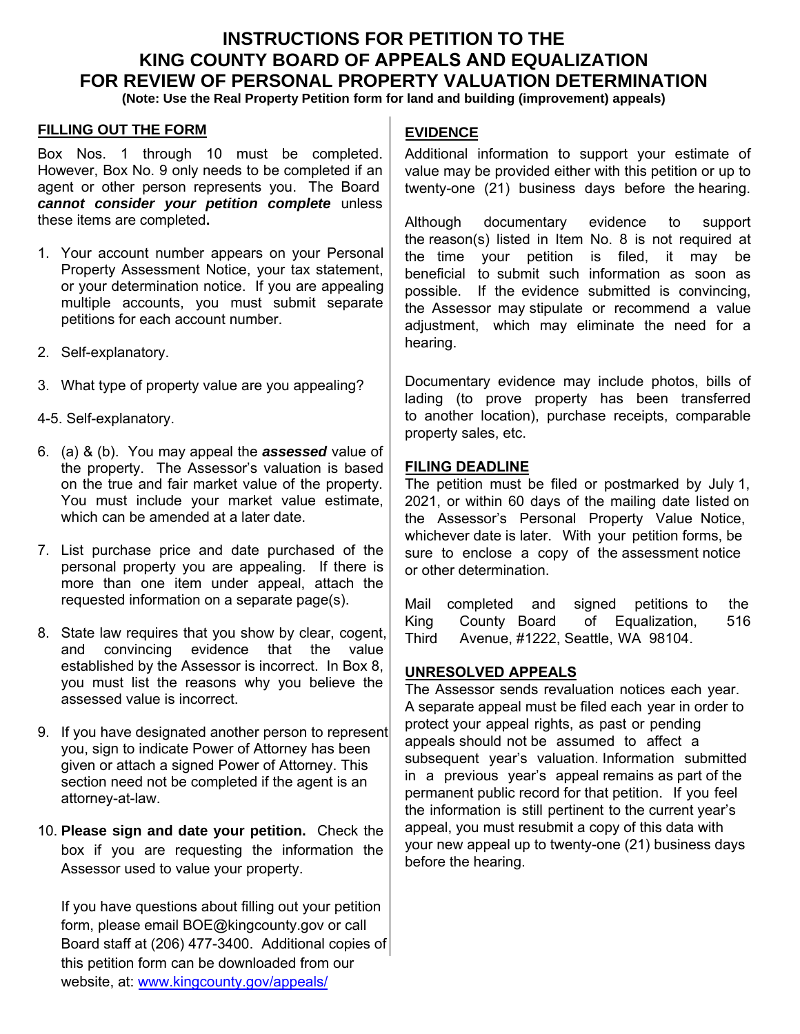# INSTRUCTIONS FOR PETITION TO THE KING COUNTY BOARD OF APPEALS AND EQUALIZATION FOR REVIEW OF PERSONAL PROPERTY VALUATION DETERMINATION

**(Note: Use the Real Property Petition form for land and building (improvement) appeals)**

## FILLING OUT THE FORM

Box Nos. 1 through 10 must be completed. However, Box No. 9 only needs to be completed if an agent or other person represents you. The Board ***cannot consider your petition complete*** unless these items are completed**.**

1. Your account number appears on your Personal Property Assessment Notice, your tax statement, or your determination notice. If you are appealing multiple accounts, you must submit separate petitions for each account number.

2. Self-explanatory.

3. What type of property value are you appealing?

4-5. Self-explanatory.

6. (a) & (b). You may appeal the ***assessed*** value of the property. The Assessor's valuation is based on the true and fair market value of the property. You must include your market value estimate, which can be amended at a later date.

7. List purchase price and date purchased of the personal property you are appealing. If there is more than one item under appeal, attach the requested information on a separate page(s).

8. State law requires that you show by clear, cogent, and convincing evidence that the value established by the Assessor is incorrect. In Box 8, you must list the reasons why you believe the assessed value is incorrect.

9. If you have designated another person to represent you, sign to indicate Power of Attorney has been given or attach a signed Power of Attorney. This section need not be completed if the agent is an attorney-at-law.

10. **Please sign and date your petition.** Check the box if you are requesting the information the Assessor used to value your property.

    If you have questions about filling out your petition form, please email BOE@kingcounty.gov or call Board staff at (206) 477-3400. Additional copies of this petition form can be downloaded from our website, at: [www.kingcounty.gov/appeals/](www.kingcounty.gov/appeals/)

## EVIDENCE

Additional information to support your estimate of value may be provided either with this petition or up to twenty-one (21) business days before the hearing.

Although documentary evidence to support the reason(s) listed in Item No. 8 is not required at the time your petition is filed, it may be beneficial to submit such information as soon as possible. If the evidence submitted is convincing, the Assessor may stipulate or recommend a value adjustment, which may eliminate the need for a hearing.

Documentary evidence may include photos, bills of lading (to prove property has been transferred to another location), purchase receipts, comparable property sales, etc.

## FILING DEADLINE

The petition must be filed or postmarked by July 1, 2021, or within 60 days of the mailing date listed on the Assessor's Personal Property Value Notice, whichever date is later. With your petition forms, be sure to enclose a copy of the assessment notice or other determination.

Mail completed and signed petitions to the King County Board of Equalization, 516 Third Avenue, #1222, Seattle, WA 98104.

## UNRESOLVED APPEALS

The Assessor sends revaluation notices each year. A separate appeal must be filed each year in order to protect your appeal rights, as past or pending appeals should not be assumed to affect a subsequent year's valuation. Information submitted in a previous year's appeal remains as part of the permanent public record for that petition. If you feel the information is still pertinent to the current year's appeal, you must resubmit a copy of this data with your new appeal up to twenty-one (21) business days before the hearing.